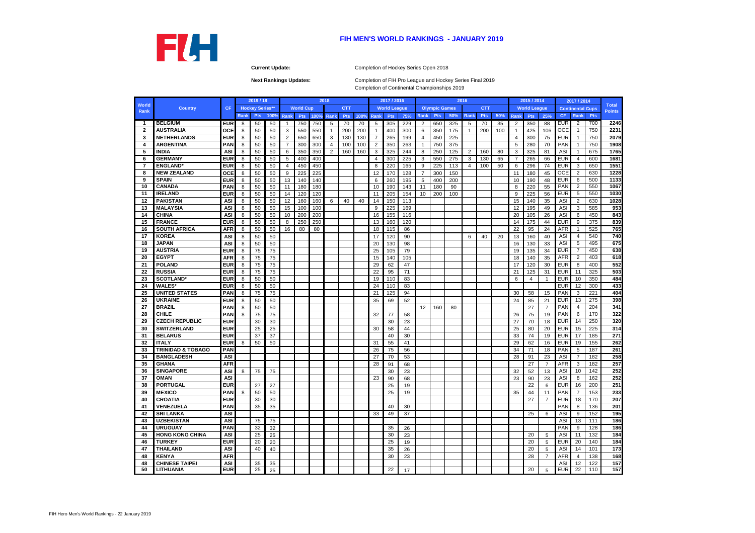# FIH MEN'S WORLD RANKINGS - JANUARY 2019

**Current Update:** Completion of Hockey Series Open 2018

**Next Rankings Updates:** Completion of FIH Pro League and Hockey Series Final 2019
Completion of Continental Championships 2019

| World Rank | Country | CF | 2019 / 18 | | | 2018 | | | | | | 2017 / 2016 | | | 2016 | | | | | | 2015 / 2014 | | | 2017 / 2014 | | | Total Points |
|---|---|---|---|---|---|---|---|---|---|---|---|---|---|---|---|---|---|---|---|---|---|---|---|---|---|---|---|
| | | | Hockey Series** | | | World Cup | | | CTT | | | World League | | | Olympic Games | | | CTT | | | World League | | | Continental Cups | | | |
| | | | Rank | Pts | 100% | Rank | Pts | 100% | Rank | Pts | 100% | Rank | Pts | 75% | Rank | Pts | 50% | Rank | Pts | 50% | Rank | Pts | 25% | CF | Rank | Pts | |
| 1 | BELGIUM | EUR | 8 | 50 | 50 | 1 | 750 | 750 | 5 | 70 | 70 | 5 | 305 | 229 | 2 | 650 | 325 | 5 | 70 | 35 | 2 | 350 | 88 | EUR | 2 | 700 | 2246 |
| 2 | AUSTRALIA | OCE | 8 | 50 | 50 | 3 | 550 | 550 | 1 | 200 | 200 | 1 | 400 | 300 | 6 | 350 | 175 | 1 | 200 | 100 | 1 | 425 | 106 | OCE | 1 | 750 | 2231 |
| 3 | NETHERLANDS | EUR | 8 | 50 | 50 | 2 | 650 | 650 | 3 | 130 | 130 | 7 | 265 | 199 | 4 | 450 | 225 | | | | 4 | 300 | 75 | EUR | 1 | 750 | 2079 |
| 4 | ARGENTINA | PAN | 8 | 50 | 50 | 7 | 300 | 300 | 4 | 100 | 100 | 2 | 350 | 263 | 1 | 750 | 375 | | | | 5 | 280 | 70 | PAN | 1 | 750 | 1908 |
| 5 | INDIA | ASI | 8 | 50 | 50 | 6 | 350 | 350 | 2 | 160 | 160 | 3 | 325 | 244 | 8 | 250 | 125 | 2 | 160 | 80 | 3 | 325 | 81 | ASI | 1 | 675 | 1765 |
| 6 | GERMANY | EUR | 8 | 50 | 50 | 5 | 400 | 400 | | | | 4 | 300 | 225 | 3 | 550 | 275 | 3 | 130 | 65 | 7 | 265 | 66 | EUR | 4 | 600 | 1681 |
| 7 | ENGLAND* | EUR | 8 | 50 | 50 | 4 | 450 | 450 | | | | 8 | 220 | 165 | 9 | 225 | 113 | 4 | 100 | 50 | 6 | 296 | 74 | EUR | 3 | 650 | 1551 |
| 8 | NEW ZEALAND | OCE | 8 | 50 | 50 | 9 | 225 | 225 | | | | 12 | 170 | 128 | 7 | 300 | 150 | | | | 11 | 180 | 45 | OCE | 2 | 630 | 1228 |
| 9 | SPAIN | EUR | 8 | 50 | 50 | 13 | 140 | 140 | | | | 6 | 260 | 195 | 5 | 400 | 200 | | | | 10 | 190 | 48 | EUR | 6 | 500 | 1133 |
| 10 | CANADA | PAN | 8 | 50 | 50 | 11 | 180 | 180 | | | | 10 | 190 | 143 | 11 | 180 | 90 | | | | 8 | 220 | 55 | PAN | 2 | 550 | 1067 |
| 11 | IRELAND | EUR | 8 | 50 | 50 | 14 | 120 | 120 | | | | 11 | 205 | 154 | 10 | 200 | 100 | | | | 9 | 225 | 56 | EUR | 5 | 550 | 1030 |
| 12 | PAKISTAN | ASI | 8 | 50 | 50 | 12 | 160 | 160 | 6 | 40 | 40 | 14 | 150 | 113 | | | | | | | 15 | 140 | 35 | ASI | 2 | 630 | 1028 |
| 13 | MALAYSIA | ASI | 8 | 50 | 50 | 15 | 100 | 100 | | | | 9 | 225 | 169 | | | | | | | 12 | 195 | 49 | ASI | 3 | 585 | 953 |
| 14 | CHINA | ASI | 8 | 50 | 50 | 10 | 200 | 200 | | | | 16 | 155 | 116 | | | | | | | 20 | 105 | 26 | ASI | 6 | 450 | 843 |
| 15 | FRANCE | EUR | 8 | 50 | 50 | 8 | 250 | 250 | | | | 13 | 160 | 120 | | | | | | | 14 | 175 | 44 | EUR | 9 | 375 | 839 |
| 16 | SOUTH AFRICA | AFR | 8 | 50 | 50 | 16 | 80 | 80 | | | | 18 | 115 | 86 | | | | | | | 22 | 95 | 24 | AFR | 1 | 525 | 765 |
| 17 | KOREA | ASI | 8 | 50 | 50 | | | | | | | 17 | 120 | 90 | | | | 6 | 40 | 20 | 13 | 160 | 40 | ASI | 4 | 540 | 740 |
| 18 | JAPAN | ASI | 8 | 50 | 50 | | | | | | | 20 | 130 | 98 | | | | | | | 16 | 130 | 33 | ASI | 5 | 495 | 675 |
| 19 | AUSTRIA | EUR | 8 | 75 | 75 | | | | | | | 25 | 105 | 79 | | | | | | | 19 | 135 | 34 | EUR | 7 | 450 | 638 |
| 20 | EGYPT | AFR | 8 | 75 | 75 | | | | | | | 15 | 140 | 105 | | | | | | | 18 | 140 | 35 | AFR | 2 | 403 | 618 |
| 21 | POLAND | EUR | 8 | 75 | 75 | | | | | | | 29 | 62 | 47 | | | | | | | 17 | 120 | 30 | EUR | 8 | 400 | 552 |
| 22 | RUSSIA | EUR | 8 | 75 | 75 | | | | | | | 22 | 95 | 71 | | | | | | | 21 | 125 | 31 | EUR | 11 | 325 | 503 |
| 23 | SCOTLAND* | EUR | 8 | 50 | 50 | | | | | | | 19 | 110 | 83 | | | | | | | 6 | 4 | 1 | EUR | 10 | 350 | 484 |
| 24 | WALES* | EUR | 8 | 50 | 50 | | | | | | | 24 | 110 | 83 | | | | | | | | | | EUR | 12 | 300 | 433 |
| 25 | UNITED STATES | PAN | 8 | 75 | 75 | | | | | | | 21 | 125 | 94 | | | | | | | 30 | 58 | 15 | PAN | 3 | 221 | 404 |
| 26 | UKRAINE | EUR | 8 | 50 | 50 | | | | | | | 35 | 69 | 52 | | | | | | | 24 | 85 | 21 | EUR | 13 | 275 | 398 |
| 27 | BRAZIL | PAN | 8 | 50 | 50 | | | | | | | | | | 12 | 160 | 80 | | | | | 27 | 7 | PAN | 4 | 204 | 341 |
| 28 | CHILE | PAN | 8 | 75 | 75 | | | | | | | 32 | 77 | 58 | | | | | | | 26 | 75 | 19 | PAN | 6 | 170 | 322 |
| 29 | CZECH REPUBLIC | EUR | | 30 | 30 | | | | | | | | 30 | 23 | | | | | | | 27 | 70 | 18 | EUR | 14 | 250 | 320 |
| 30 | SWITZERLAND | EUR | | 25 | 25 | | | | | | | 30 | 58 | 44 | | | | | | | 25 | 80 | 20 | EUR | 15 | 225 | 314 |
| 31 | BELARUS | EUR | | 37 | 37 | | | | | | | | 40 | 30 | | | | | | | 33 | 74 | 19 | EUR | 17 | 185 | 271 |
| 32 | ITALY | EUR | 8 | 50 | 50 | | | | | | | 31 | 55 | 41 | | | | | | | 29 | 62 | 16 | EUR | 19 | 155 | 262 |
| 33 | TRINIDAD & TOBAGO | PAN | | | | | | | | | | 26 | 75 | 56 | | | | | | | 34 | 71 | 18 | PAN | 5 | 187 | 261 |
| 34 | BANGLADESH | ASI | | | | | | | | | | 27 | 70 | 53 | | | | | | | 28 | 91 | 23 | ASI | 7 | 182 | 258 |
| 35 | GHANA | AFR | | | | | | | | | | 28 | 91 | 68 | | | | | | | | 27 | 7 | AFR | 3 | 182 | 257 |
| 36 | SINGAPORE | ASI | 8 | 75 | 75 | | | | | | | | 30 | 23 | | | | | | | 32 | 52 | 13 | ASI | 10 | 142 | 252 |
| 37 | OMAN | ASI | | | | | | | | | | 23 | 90 | 68 | | | | | | | 23 | 90 | 23 | ASI | 8 | 162 | 252 |
| 38 | PORTUGAL | EUR | | 27 | 27 | | | | | | | | 25 | 19 | | | | | | | | 22 | 6 | EUR | 16 | 200 | 251 |
| 39 | MEXICO | PAN | 8 | 50 | 50 | | | | | | | | 25 | 19 | | | | | | | 35 | 44 | 11 | PAN | 7 | 153 | 233 |
| 40 | CROATIA | EUR | | 30 | 30 | | | | | | | | | | | | | | | | | 27 | 7 | EUR | 18 | 170 | 207 |
| 41 | VENEZUELA | PAN | | 35 | 35 | | | | | | | | 40 | 30 | | | | | | | | | | PAN | 8 | 136 | 201 |
| 42 | SRI LANKA | ASI | | | | | | | | | | 33 | 49 | 37 | | | | | | | | 25 | 6 | ASI | 9 | 152 | 195 |
| 43 | UZBEKISTAN | ASI | | 75 | 75 | | | | | | | | | | | | | | | | | | | ASI | 13 | 111 | 186 |
| 44 | URUGUAY | PAN | | 32 | 32 | | | | | | | | 35 | 26 | | | | | | | | | | PAN | 9 | 128 | 186 |
| 45 | HONG KONG CHINA | ASI | | 25 | 25 | | | | | | | | 30 | 23 | | | | | | | | 20 | 5 | ASI | 11 | 132 | 184 |
| 46 | TURKEY | EUR | | 20 | 20 | | | | | | | | 25 | 19 | | | | | | | | 20 | 5 | EUR | 20 | 140 | 184 |
| 47 | THAILAND | ASI | | 40 | 40 | | | | | | | | 35 | 26 | | | | | | | | 20 | 5 | ASI | 14 | 101 | 173 |
| 48 | KENYA | AFR | | | | | | | | | | | 30 | 23 | | | | | | | | 28 | 7 | AFR | 4 | 138 | 168 |
| 48 | CHINESE TAIPEI | ASI | | 35 | 35 | | | | | | | | | | | | | | | | | | | ASI | 12 | 122 | 157 |
| 50 | LITHUANIA | EUR | | 25 | 25 | | | | | | | | 22 | 17 | | | | | | | | 20 | 5 | EUR | 22 | 110 | 157 |

FIH Hero Men's World Rankings - 22 January 2019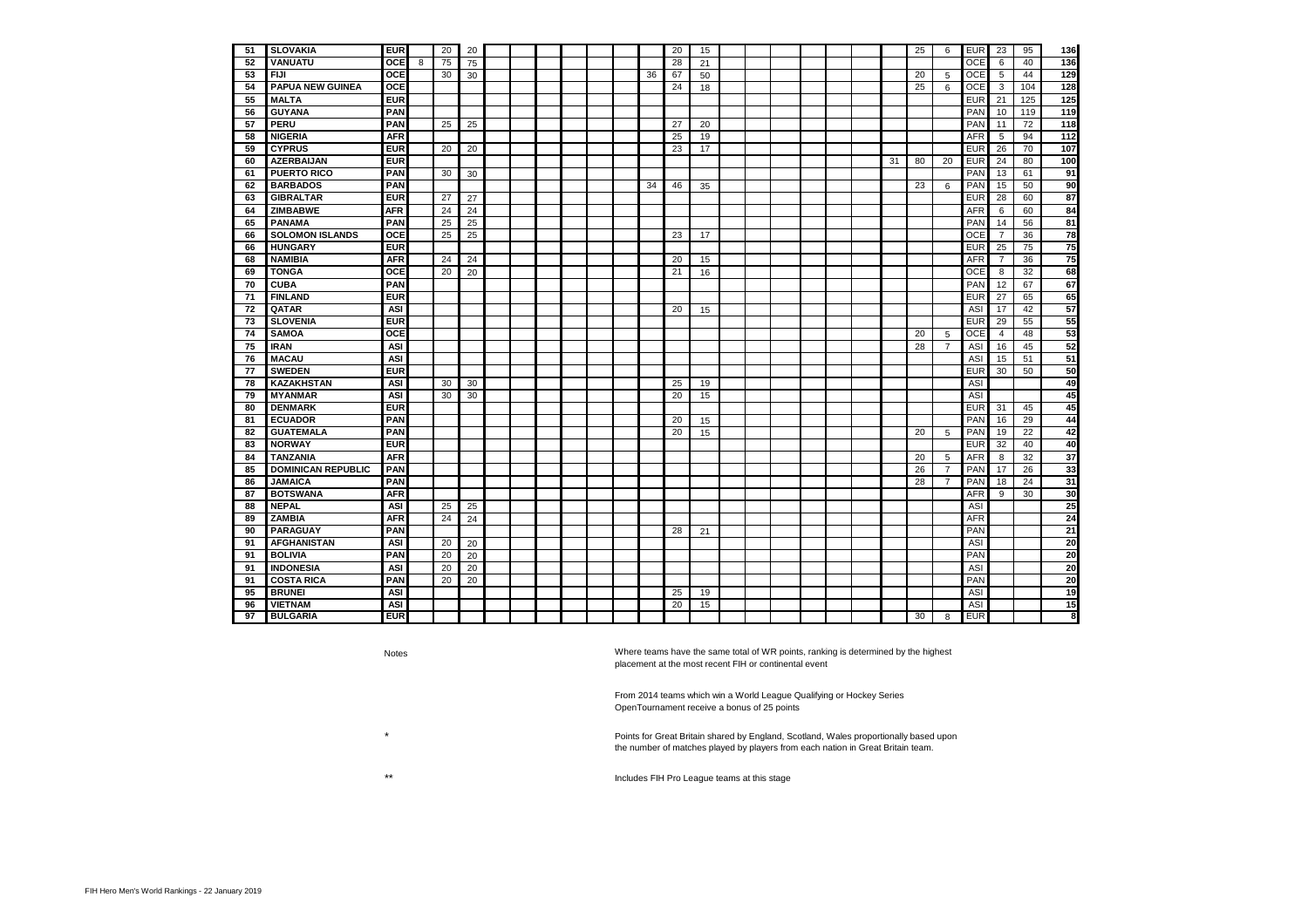| | | | | | | | | | | | | | | | | | | | | | | | | | | | | | | | | | | | | | | | |
|---|---|---|---|---|---|---|---|---|---|---|---|---|---|---|---|---|---|---|---|---|---|---|---|---|---|---|---|---|---|---|---|---|---|---|---|---|---|---|---|
| 51 | SLOVAKIA | EUR | | 20 | 20 | | | | | | | | | | | 20 | 15 | | | | | | | | | | | | | | | | | 25 | 6 | EUR | 23 | 95 | 136 |
| 52 | VANUATU | OCE | 8 | 75 | 75 | | | | | | | | | | | 28 | 21 | | | | | | | | | | | | | | | | | | | OCE | 6 | 40 | 136 |
| 53 | FIJI | OCE | | 30 | 30 | | | | | | | | | | 36 | 67 | 50 | | | | | | | | | | | | | | | | | 20 | 5 | OCE | 5 | 44 | 129 |
| 54 | PAPUA NEW GUINEA | OCE | | | | | | | | | | | | | | 24 | 18 | | | | | | | | | | | | | | | | | 25 | 6 | OCE | 3 | 104 | 128 |
| 55 | MALTA | EUR | | | | | | | | | | | | | | | | | | | | | | | | | | | | | | | | | | EUR | 21 | 125 | 125 |
| 56 | GUYANA | PAN | | | | | | | | | | | | | | | | | | | | | | | | | | | | | | | | | | PAN | 10 | 119 | 119 |
| 57 | PERU | PAN | | 25 | 25 | | | | | | | | | | | 27 | 20 | | | | | | | | | | | | | | | | | | | PAN | 11 | 72 | 118 |
| 58 | NIGERIA | AFR | | | | | | | | | | | | | | 25 | 19 | | | | | | | | | | | | | | | | | | | AFR | 5 | 94 | 112 |
| 59 | CYPRUS | EUR | | 20 | 20 | | | | | | | | | | | 23 | 17 | | | | | | | | | | | | | | | | | | | EUR | 26 | 70 | 107 |
| 60 | AZERBAIJAN | EUR | | | | | | | | | | | | | | | | | | | | | | | | | | | | | | | 31 | 80 | 20 | EUR | 24 | 80 | 100 |
| 61 | PUERTO RICO | PAN | | 30 | 30 | | | | | | | | | | | | | | | | | | | | | | | | | | | | | | | PAN | 13 | 61 | 91 |
| 62 | BARBADOS | PAN | | | | | | | | | | | | | 34 | 46 | 35 | | | | | | | | | | | | | | | | | 23 | 6 | PAN | 15 | 50 | 90 |
| 63 | GIBRALTAR | EUR | | 27 | 27 | | | | | | | | | | | | | | | | | | | | | | | | | | | | | | | EUR | 28 | 60 | 87 |
| 64 | ZIMBABWE | AFR | | 24 | 24 | | | | | | | | | | | | | | | | | | | | | | | | | | | | | | | AFR | 6 | 60 | 84 |
| 65 | PANAMA | PAN | | 25 | 25 | | | | | | | | | | | | | | | | | | | | | | | | | | | | | | | PAN | 14 | 56 | 81 |
| 66 | SOLOMON ISLANDS | OCE | | 25 | 25 | | | | | | | | | | | 23 | 17 | | | | | | | | | | | | | | | | | | | OCE | 7 | 36 | 78 |
| 66 | HUNGARY | EUR | | | | | | | | | | | | | | | | | | | | | | | | | | | | | | | | | | EUR | 25 | 75 | 75 |
| 68 | NAMIBIA | AFR | | 24 | 24 | | | | | | | | | | | 20 | 15 | | | | | | | | | | | | | | | | | | | AFR | 7 | 36 | 75 |
| 69 | TONGA | OCE | | 20 | 20 | | | | | | | | | | | 21 | 16 | | | | | | | | | | | | | | | | | | | OCE | 8 | 32 | 68 |
| 70 | CUBA | PAN | | | | | | | | | | | | | | | | | | | | | | | | | | | | | | | | | | PAN | 12 | 67 | 67 |
| 71 | FINLAND | EUR | | | | | | | | | | | | | | | | | | | | | | | | | | | | | | | | | | EUR | 27 | 65 | 65 |
| 72 | QATAR | ASI | | | | | | | | | | | | | | 20 | 15 | | | | | | | | | | | | | | | | | | | ASI | 17 | 42 | 57 |
| 73 | SLOVENIA | EUR | | | | | | | | | | | | | | | | | | | | | | | | | | | | | | | | | | EUR | 29 | 55 | 55 |
| 74 | SAMOA | OCE | | | | | | | | | | | | | | | | | | | | | | | | | | | | | | | | 20 | 5 | OCE | 4 | 48 | 53 |
| 75 | IRAN | ASI | | | | | | | | | | | | | | | | | | | | | | | | | | | | | | | | 28 | 7 | ASI | 16 | 45 | 52 |
| 76 | MACAU | ASI | | | | | | | | | | | | | | | | | | | | | | | | | | | | | | | | | | ASI | 15 | 51 | 51 |
| 77 | SWEDEN | EUR | | | | | | | | | | | | | | | | | | | | | | | | | | | | | | | | | | EUR | 30 | 50 | 50 |
| 78 | KAZAKHSTAN | ASI | | 30 | 30 | | | | | | | | | | | 25 | 19 | | | | | | | | | | | | | | | | | | | ASI | | | 49 |
| 79 | MYANMAR | ASI | | 30 | 30 | | | | | | | | | | | 20 | 15 | | | | | | | | | | | | | | | | | | | ASI | | | 45 |
| 80 | DENMARK | EUR | | | | | | | | | | | | | | | | | | | | | | | | | | | | | | | | | | EUR | 31 | 45 | 45 |
| 81 | ECUADOR | PAN | | | | | | | | | | | | | | 20 | 15 | | | | | | | | | | | | | | | | | | | PAN | 16 | 29 | 44 |
| 82 | GUATEMALA | PAN | | | | | | | | | | | | | | 20 | 15 | | | | | | | | | | | | | | | | | 20 | 5 | PAN | 19 | 22 | 42 |
| 83 | NORWAY | EUR | | | | | | | | | | | | | | | | | | | | | | | | | | | | | | | | | | EUR | 32 | 40 | 40 |
| 84 | TANZANIA | AFR | | | | | | | | | | | | | | | | | | | | | | | | | | | | | | | | 20 | 5 | AFR | 8 | 32 | 37 |
| 85 | DOMINICAN REPUBLIC | PAN | | | | | | | | | | | | | | | | | | | | | | | | | | | | | | | | 26 | 7 | PAN | 17 | 26 | 33 |
| 86 | JAMAICA | PAN | | | | | | | | | | | | | | | | | | | | | | | | | | | | | | | | 28 | 7 | PAN | 18 | 24 | 31 |
| 87 | BOTSWANA | AFR | | | | | | | | | | | | | | | | | | | | | | | | | | | | | | | | | | AFR | 9 | 30 | 30 |
| 88 | NEPAL | ASI | | 25 | 25 | | | | | | | | | | | | | | | | | | | | | | | | | | | | | | | ASI | | | 25 |
| 89 | ZAMBIA | AFR | | 24 | 24 | | | | | | | | | | | | | | | | | | | | | | | | | | | | | | | AFR | | | 24 |
| 90 | PARAGUAY | PAN | | | | | | | | | | | | | | 28 | 21 | | | | | | | | | | | | | | | | | | | PAN | | | 21 |
| 91 | AFGHANISTAN | ASI | | 20 | 20 | | | | | | | | | | | | | | | | | | | | | | | | | | | | | | | ASI | | | 20 |
| 91 | BOLIVIA | PAN | | 20 | 20 | | | | | | | | | | | | | | | | | | | | | | | | | | | | | | | PAN | | | 20 |
| 91 | INDONESIA | ASI | | 20 | 20 | | | | | | | | | | | | | | | | | | | | | | | | | | | | | | | ASI | | | 20 |
| 91 | COSTA RICA | PAN | | 20 | 20 | | | | | | | | | | | | | | | | | | | | | | | | | | | | | | | PAN | | | 20 |
| 95 | BRUNEI | ASI | | | | | | | | | | | | | | 25 | 19 | | | | | | | | | | | | | | | | | | | ASI | | | 19 |
| 96 | VIETNAM | ASI | | | | | | | | | | | | | | 20 | 15 | | | | | | | | | | | | | | | | | | | ASI | | | 15 |
| 97 | BULGARIA | EUR | | | | | | | | | | | | | | | | | | | | | | | | | | | | | | | | 30 | 8 | EUR | | | 8 |

Notes

Where teams have the same total of WR points, ranking is determined by the highest placement at the most recent FIH or continental event

From 2014 teams which win a World League Qualifying or Hockey Series OpenTournament receive a bonus of 25 points

\* Points for Great Britain shared by England, Scotland, Wales proportionally based upon the number of matches played by players from each nation in Great Britain team.

\** Includes FIH Pro League teams at this stage

FIH Hero Men's World Rankings - 22 January 2019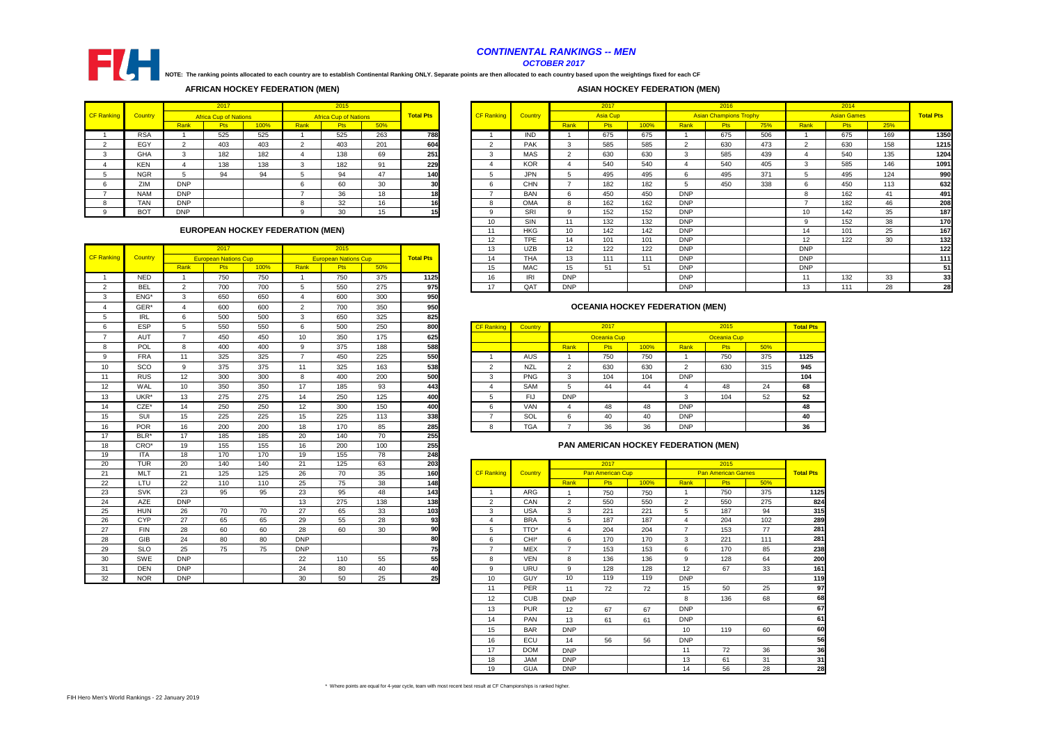# *CONTINENTAL RANKINGS -- MEN*

*OCTOBER 2017*

**NOTE: The ranking points allocated to each country are to establish Continental Ranking ONLY. Separate points are then allocated to each country based upon the weightings fixed for each CF**

## AFRICAN HOCKEY FEDERATION (MEN)

| CF Ranking | Country | 2017 Africa Cup of Nations | | | 2015 Africa Cup of Nations | | | Total Pts |
|---|---|---|---|---|---|---|---|---|
| | | Rank | Pts | 100% | Rank | Pts | 50% | |
| 1 | RSA | 1 | 525 | 525 | 1 | 525 | 263 | 788 |
| 2 | EGY | 2 | 403 | 403 | 2 | 403 | 201 | 604 |
| 3 | GHA | 3 | 182 | 182 | 4 | 138 | 69 | 251 |
| 4 | KEN | 4 | 138 | 138 | 3 | 182 | 91 | 229 |
| 5 | NGR | 5 | 94 | 94 | 5 | 94 | 47 | 140 |
| 6 | ZIM | DNP | | | 6 | 60 | 30 | 30 |
| 7 | NAM | DNP | | | 7 | 36 | 18 | 18 |
| 8 | TAN | DNP | | | 8 | 32 | 16 | 16 |
| 9 | BOT | DNP | | | 9 | 30 | 15 | 15 |

## EUROPEAN HOCKEY FEDERATION (MEN)

| CF Ranking | Country | 2017 European Nations Cup | | | 2015 European Nations Cup | | | Total Pts |
|---|---|---|---|---|---|---|---|---|
| | | Rank | Pts | 100% | Rank | Pts | 50% | |
| 1 | NED | 1 | 750 | 750 | 1 | 750 | 375 | 1125 |
| 2 | BEL | 2 | 700 | 700 | 5 | 550 | 275 | 975 |
| 3 | ENG* | 3 | 650 | 650 | 4 | 600 | 300 | 950 |
| 4 | GER* | 4 | 600 | 600 | 2 | 700 | 350 | 950 |
| 5 | IRL | 6 | 500 | 500 | 3 | 650 | 325 | 825 |
| 6 | ESP | 5 | 550 | 550 | 6 | 500 | 250 | 800 |
| 7 | AUT | 7 | 450 | 450 | 10 | 350 | 175 | 625 |
| 8 | POL | 8 | 400 | 400 | 9 | 375 | 188 | 588 |
| 9 | FRA | 11 | 325 | 325 | 7 | 450 | 225 | 550 |
| 10 | SCO | 9 | 375 | 375 | 11 | 325 | 163 | 538 |
| 11 | RUS | 12 | 300 | 300 | 8 | 400 | 200 | 500 |
| 12 | WAL | 10 | 350 | 350 | 17 | 185 | 93 | 443 |
| 13 | UKR* | 13 | 275 | 275 | 14 | 250 | 125 | 400 |
| 14 | CZE* | 14 | 250 | 250 | 12 | 300 | 150 | 400 |
| 15 | SUI | 15 | 225 | 225 | 15 | 225 | 113 | 338 |
| 16 | POR | 16 | 200 | 200 | 18 | 170 | 85 | 285 |
| 17 | BLR* | 17 | 185 | 185 | 20 | 140 | 70 | 255 |
| 18 | CRO* | 19 | 155 | 155 | 16 | 200 | 100 | 255 |
| 19 | ITA | 18 | 170 | 170 | 19 | 155 | 78 | 248 |
| 20 | TUR | 20 | 140 | 140 | 21 | 125 | 63 | 203 |
| 21 | MLT | 21 | 125 | 125 | 26 | 70 | 35 | 160 |
| 22 | LTU | 22 | 110 | 110 | 25 | 75 | 38 | 148 |
| 23 | SVK | 23 | 95 | 95 | 23 | 95 | 48 | 143 |
| 24 | AZE | DNP | | | 13 | 275 | 138 | 138 |
| 25 | HUN | 26 | 70 | 70 | 27 | 65 | 33 | 103 |
| 26 | CYP | 27 | 65 | 65 | 29 | 55 | 28 | 93 |
| 27 | FIN | 28 | 60 | 60 | 28 | 60 | 30 | 90 |
| 28 | GIB | 24 | 80 | 80 | DNP | | | 80 |
| 29 | SLO | 25 | 75 | 75 | DNP | | | 75 |
| 30 | SWE | DNP | | | 22 | 110 | 55 | 55 |
| 31 | DEN | DNP | | | 24 | 80 | 40 | 40 |
| 32 | NOR | DNP | | | 30 | 50 | 25 | 25 |

## ASIAN HOCKEY FEDERATION (MEN)

| CF Ranking | Country | 2017 Asia Cup | | | 2016 Asian Champions Trophy | | | 2014 Asian Games | | | Total Pts |
|---|---|---|---|---|---|---|---|---|---|---|---|
| | | Rank | Pts | 100% | Rank | Pts | 75% | Rank | Pts | 25% | |
| 1 | IND | 1 | 675 | 675 | 1 | 675 | 506 | 1 | 675 | 169 | 1350 |
| 2 | PAK | 3 | 585 | 585 | 2 | 630 | 473 | 2 | 630 | 158 | 1215 |
| 3 | MAS | 2 | 630 | 630 | 3 | 585 | 439 | 4 | 540 | 135 | 1204 |
| 4 | KOR | 4 | 540 | 540 | 4 | 540 | 405 | 3 | 585 | 146 | 1091 |
| 5 | JPN | 5 | 495 | 495 | 6 | 495 | 371 | 5 | 495 | 124 | 990 |
| 6 | CHN | 7 | 182 | 182 | 5 | 450 | 338 | 6 | 450 | 113 | 632 |
| 7 | BAN | 6 | 450 | 450 | DNP | | | 8 | 162 | 41 | 491 |
| 8 | OMA | 8 | 162 | 162 | DNP | | | 7 | 182 | 46 | 208 |
| 9 | SRI | 9 | 152 | 152 | DNP | | | 10 | 142 | 35 | 187 |
| 10 | SIN | 11 | 132 | 132 | DNP | | | 9 | 152 | 38 | 170 |
| 11 | HKG | 10 | 142 | 142 | DNP | | | 14 | 101 | 25 | 167 |
| 12 | TPE | 14 | 101 | 101 | DNP | | | 12 | 122 | 30 | 132 |
| 13 | UZB | 12 | 122 | 122 | DNP | | | DNP | | | 122 |
| 14 | THA | 13 | 111 | 111 | DNP | | | DNP | | | 111 |
| 15 | MAC | 15 | 51 | 51 | DNP | | | DNP | | | 51 |
| 16 | IRI | DNP | | | DNP | | | 11 | 132 | 33 | 33 |
| 17 | QAT | DNP | | | DNP | | | 13 | 111 | 28 | 28 |

## OCEANIA HOCKEY FEDERATION (MEN)

| CF Ranking | Country | 2017 Oceania Cup | | | 2015 Oceania Cup | | | Total Pts |
|---|---|---|---|---|---|---|---|---|
| | | Rank | Pts | 100% | Rank | Pts | 50% | |
| 1 | AUS | 1 | 750 | 750 | 1 | 750 | 375 | 1125 |
| 2 | NZL | 2 | 630 | 630 | 2 | 630 | 315 | 945 |
| 3 | PNG | 3 | 104 | 104 | DNP | | | 104 |
| 4 | SAM | 5 | 44 | 44 | 4 | 48 | 24 | 68 |
| 5 | FIJ | DNP | | | 3 | 104 | 52 | 52 |
| 6 | VAN | 4 | 48 | 48 | DNP | | | 48 |
| 7 | SOL | 6 | 40 | 40 | DNP | | | 40 |
| 8 | TGA | 7 | 36 | 36 | DNP | | | 36 |

## PAN AMERICAN HOCKEY FEDERATION (MEN)

| CF Ranking | Country | 2017 Pan American Cup | | | 2015 Pan American Games | | | Total Pts |
|---|---|---|---|---|---|---|---|---|
| | | Rank | Pts | 100% | Rank | Pts | 50% | |
| 1 | ARG | 1 | 750 | 750 | 1 | 750 | 375 | 1125 |
| 2 | CAN | 2 | 550 | 550 | 2 | 550 | 275 | 824 |
| 3 | USA | 3 | 221 | 221 | 5 | 187 | 94 | 315 |
| 4 | BRA | 5 | 187 | 187 | 4 | 204 | 102 | 289 |
| 5 | TTO* | 4 | 204 | 204 | 7 | 153 | 77 | 281 |
| 6 | CHI* | 6 | 170 | 170 | 3 | 221 | 111 | 281 |
| 7 | MEX | 7 | 153 | 153 | 6 | 170 | 85 | 238 |
| 8 | VEN | 8 | 136 | 136 | 9 | 128 | 64 | 200 |
| 9 | URU | 9 | 128 | 128 | 12 | 67 | 33 | 161 |
| 10 | GUY | 10 | 119 | 119 | DNP | | | 119 |
| 11 | PER | 11 | 72 | 72 | 15 | 50 | 25 | 97 |
| 12 | CUB | DNP | | | 8 | 136 | 68 | 68 |
| 13 | PUR | 12 | 67 | 67 | DNP | | | 67 |
| 14 | PAN | 13 | 61 | 61 | DNP | | | 61 |
| 15 | BAR | DNP | | | 10 | 119 | 60 | 60 |
| 16 | ECU | 14 | 56 | 56 | DNP | | | 56 |
| 17 | DOM | DNP | | | 11 | 72 | 36 | 36 |
| 18 | JAM | DNP | | | 13 | 61 | 31 | 31 |
| 19 | GUA | DNP | | | 14 | 56 | 28 | 28 |

\* Where points are equal for 4-year cycle, team with most recent best result at CF Championships is ranked higher.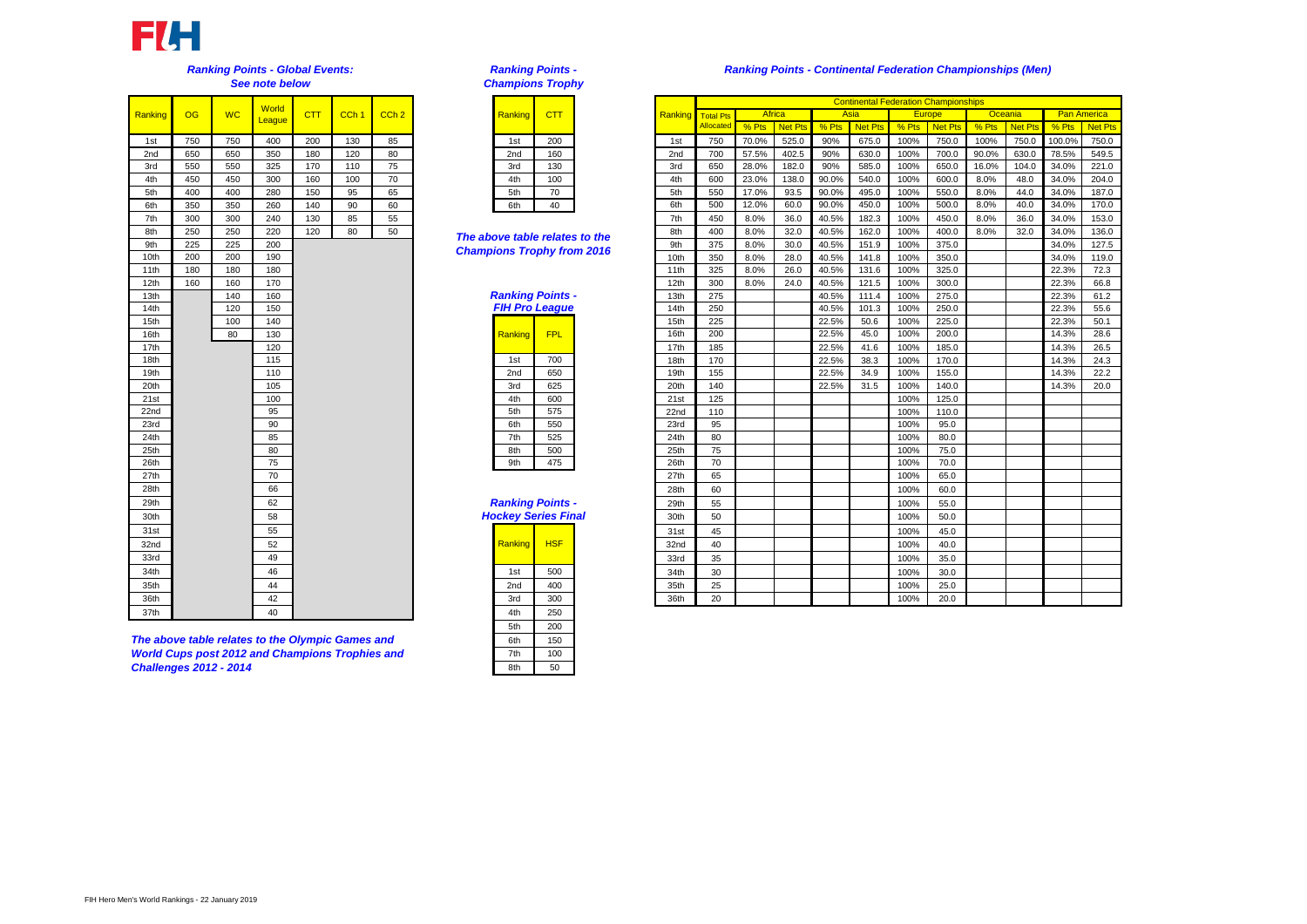## Ranking Points - Global Events:

*See note below*

| Ranking | OG | WC | World League | CTT | CCh 1 | CCh 2 |
|---|---|---|---|---|---|---|
| 1st | 750 | 750 | 400 | 200 | 130 | 85 |
| 2nd | 650 | 650 | 350 | 180 | 120 | 80 |
| 3rd | 550 | 550 | 325 | 170 | 110 | 75 |
| 4th | 450 | 450 | 300 | 160 | 100 | 70 |
| 5th | 400 | 400 | 280 | 150 | 95 | 65 |
| 6th | 350 | 350 | 260 | 140 | 90 | 60 |
| 7th | 300 | 300 | 240 | 130 | 85 | 55 |
| 8th | 250 | 250 | 220 | 120 | 80 | 50 |
| 9th | 225 | 225 | 200 | | | |
| 10th | 200 | 200 | 190 | | | |
| 11th | 180 | 180 | 180 | | | |
| 12th | 160 | 160 | 170 | | | |
| 13th | | 140 | 160 | | | |
| 14th | | 120 | 150 | | | |
| 15th | | 100 | 140 | | | |
| 16th | | 80 | 130 | | | |
| 17th | | | 120 | | | |
| 18th | | | 115 | | | |
| 19th | | | 110 | | | |
| 20th | | | 105 | | | |
| 21st | | | 100 | | | |
| 22nd | | | 95 | | | |
| 23rd | | | 90 | | | |
| 24th | | | 85 | | | |
| 25th | | | 80 | | | |
| 26th | | | 75 | | | |
| 27th | | | 70 | | | |
| 28th | | | 66 | | | |
| 29th | | | 62 | | | |
| 30th | | | 58 | | | |
| 31st | | | 55 | | | |
| 32nd | | | 52 | | | |
| 33rd | | | 49 | | | |
| 34th | | | 46 | | | |
| 35th | | | 44 | | | |
| 36th | | | 42 | | | |
| 37th | | | 40 | | | |

***The above table relates to the Olympic Games and World Cups post 2012 and Champions Trophies and Challenges 2012 - 2014***

## Ranking Points - Champions Trophy

| Ranking | CTT |
|---|---|
| 1st | 200 |
| 2nd | 160 |
| 3rd | 130 |
| 4th | 100 |
| 5th | 70 |
| 6th | 40 |

***The above table relates to the Champions Trophy from 2016***

## Ranking Points - FIH Pro League

| Ranking | FPL |
|---|---|
| 1st | 700 |
| 2nd | 650 |
| 3rd | 625 |
| 4th | 600 |
| 5th | 575 |
| 6th | 550 |
| 7th | 525 |
| 8th | 500 |
| 9th | 475 |

## Ranking Points - Hockey Series Final

| Ranking | HSF |
|---|---|
| 1st | 500 |
| 2nd | 400 |
| 3rd | 300 |
| 4th | 250 |
| 5th | 200 |
| 6th | 150 |
| 7th | 100 |
| 8th | 50 |

## Ranking Points - Continental Federation Championships (Men)

| Ranking | Total Pts Allocated | Africa | | Asia | | Europe | | Oceania | | Pan America | |
|---|---|---|---|---|---|---|---|---|---|---|---|
| | | % Pts | Net Pts | % Pts | Net Pts | % Pts | Net Pts | % Pts | Net Pts | % Pts | Net Pts |
| 1st | 750 | 70.0% | 525.0 | 90% | 675.0 | 100% | 750.0 | 100% | 750.0 | 100.0% | 750.0 |
| 2nd | 700 | 57.5% | 402.5 | 90% | 630.0 | 100% | 700.0 | 90.0% | 630.0 | 78.5% | 549.5 |
| 3rd | 650 | 28.0% | 182.0 | 90% | 585.0 | 100% | 650.0 | 16.0% | 104.0 | 34.0% | 221.0 |
| 4th | 600 | 23.0% | 138.0 | 90.0% | 540.0 | 100% | 600.0 | 8.0% | 48.0 | 34.0% | 204.0 |
| 5th | 550 | 17.0% | 93.5 | 90.0% | 495.0 | 100% | 550.0 | 8.0% | 44.0 | 34.0% | 187.0 |
| 6th | 500 | 12.0% | 60.0 | 90.0% | 450.0 | 100% | 500.0 | 8.0% | 40.0 | 34.0% | 170.0 |
| 7th | 450 | 8.0% | 36.0 | 40.5% | 182.3 | 100% | 450.0 | 8.0% | 36.0 | 34.0% | 153.0 |
| 8th | 400 | 8.0% | 32.0 | 40.5% | 162.0 | 100% | 400.0 | 8.0% | 32.0 | 34.0% | 136.0 |
| 9th | 375 | 8.0% | 30.0 | 40.5% | 151.9 | 100% | 375.0 | | | 34.0% | 127.5 |
| 10th | 350 | 8.0% | 28.0 | 40.5% | 141.8 | 100% | 350.0 | | | 34.0% | 119.0 |
| 11th | 325 | 8.0% | 26.0 | 40.5% | 131.6 | 100% | 325.0 | | | 22.3% | 72.3 |
| 12th | 300 | 8.0% | 24.0 | 40.5% | 121.5 | 100% | 300.0 | | | 22.3% | 66.8 |
| 13th | 275 | | | 40.5% | 111.4 | 100% | 275.0 | | | 22.3% | 61.2 |
| 14th | 250 | | | 40.5% | 101.3 | 100% | 250.0 | | | 22.3% | 55.6 |
| 15th | 225 | | | 22.5% | 50.6 | 100% | 225.0 | | | 22.3% | 50.1 |
| 16th | 200 | | | 22.5% | 45.0 | 100% | 200.0 | | | 14.3% | 28.6 |
| 17th | 185 | | | 22.5% | 41.6 | 100% | 185.0 | | | 14.3% | 26.5 |
| 18th | 170 | | | 22.5% | 38.3 | 100% | 170.0 | | | 14.3% | 24.3 |
| 19th | 155 | | | 22.5% | 34.9 | 100% | 155.0 | | | 14.3% | 22.2 |
| 20th | 140 | | | 22.5% | 31.5 | 100% | 140.0 | | | 14.3% | 20.0 |
| 21st | 125 | | | | | 100% | 125.0 | | | | |
| 22nd | 110 | | | | | 100% | 110.0 | | | | |
| 23rd | 95 | | | | | 100% | 95.0 | | | | |
| 24th | 80 | | | | | 100% | 80.0 | | | | |
| 25th | 75 | | | | | 100% | 75.0 | | | | |
| 26th | 70 | | | | | 100% | 70.0 | | | | |
| 27th | 65 | | | | | 100% | 65.0 | | | | |
| 28th | 60 | | | | | 100% | 60.0 | | | | |
| 29th | 55 | | | | | 100% | 55.0 | | | | |
| 30th | 50 | | | | | 100% | 50.0 | | | | |
| 31st | 45 | | | | | 100% | 45.0 | | | | |
| 32nd | 40 | | | | | 100% | 40.0 | | | | |
| 33rd | 35 | | | | | 100% | 35.0 | | | | |
| 34th | 30 | | | | | 100% | 30.0 | | | | |
| 35th | 25 | | | | | 100% | 25.0 | | | | |
| 36th | 20 | | | | | 100% | 20.0 | | | | |